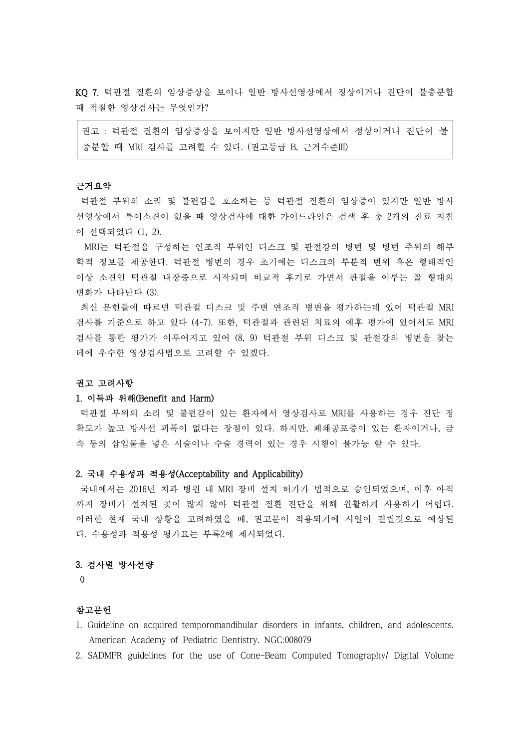KQ 7. 턱관절 질환의 임상증상을 보이나 일반 방사선영상에서 정상이거나 진단이 불충분할 때 적절한 영상검사는 무엇인가?

> 권고 : 턱관절 질환의 임상증상을 보이지만 일반 방사선영상에서 정상이거나 진단이 불충분할 때 MRI 검사를 고려할 수 있다. (권고등급 B, 근거수준III)

**근거요약**

턱관절 부위의 소리 및 불편감을 호소하는 등 턱관절 질환의 임상증이 있지만 일반 방사선영상에서 특이소견이 없을 때 영상검사에 대한 가이드라인은 검색 후 총 2개의 진료 지침이 선택되었다 (1, 2).

MRI는 턱관절을 구성하는 연조직 부위인 디스크 및 관절강의 병변 및 병변 주위의 해부학적 정보를 제공한다. 턱관절 병변의 경우 초기에는 디스크의 부분적 변위 혹은 형태적인 이상 소견인 턱관절 내장증으로 시작되며 비교적 후기로 가면서 관절을 이루는 골 형태의 변화가 나타난다 (3).

최신 문헌들에 따르면 턱관절 디스크 및 주변 연조직 병변을 평가하는데 있어 턱관절 MRI 검사를 기준으로 하고 있다 (4-7). 또한, 턱관절과 관련된 치료의 예후 평가에 있어서도 MRI 검사를 통한 평가가 이루어지고 있어 (8, 9) 턱관절 부위 디스크 및 관절강의 병변을 찾는 데에 우수한 영상검사법으로 고려할 수 있겠다.

**권고 고려사항**

**1. 이득과 위해(Benefit and Harm)**

턱관절 부위의 소리 및 불편감이 있는 환자에서 영상검사로 MRI를 사용하는 경우 진단 정확도가 높고 방사선 피폭이 없다는 장점이 있다. 하지만, 폐쇄공포증이 있는 환자이거나, 금속 등의 삽입물을 넣은 시술이나 수술 경력이 있는 경우 시행이 불가능 할 수 있다.

**2. 국내 수용성과 적용성(Acceptability and Applicability)**

국내에서는 2016년 치과 병원 내 MRI 장비 설치 허가가 법적으로 승인되었으며, 이후 아직까지 장비가 설치된 곳이 많지 않아 턱관절 질환 진단을 위해 원활하게 사용하기 어렵다. 이러한 현재 국내 상황을 고려하였을 때, 권고문이 적용되기에 시일이 걸릴것으로 예상된다. 수용성과 적용성 평가표는 부록2에 제시되었다.

**3. 검사별 방사선량**

0

**참고문헌**

1. Guideline on acquired temporomandibular disorders in infants, children, and adolescents. American Academy of Pediatric Dentistry. NGC:008079
2. SADMFR guidelines for the use of Cone-Beam Computed Tomography/ Digital Volume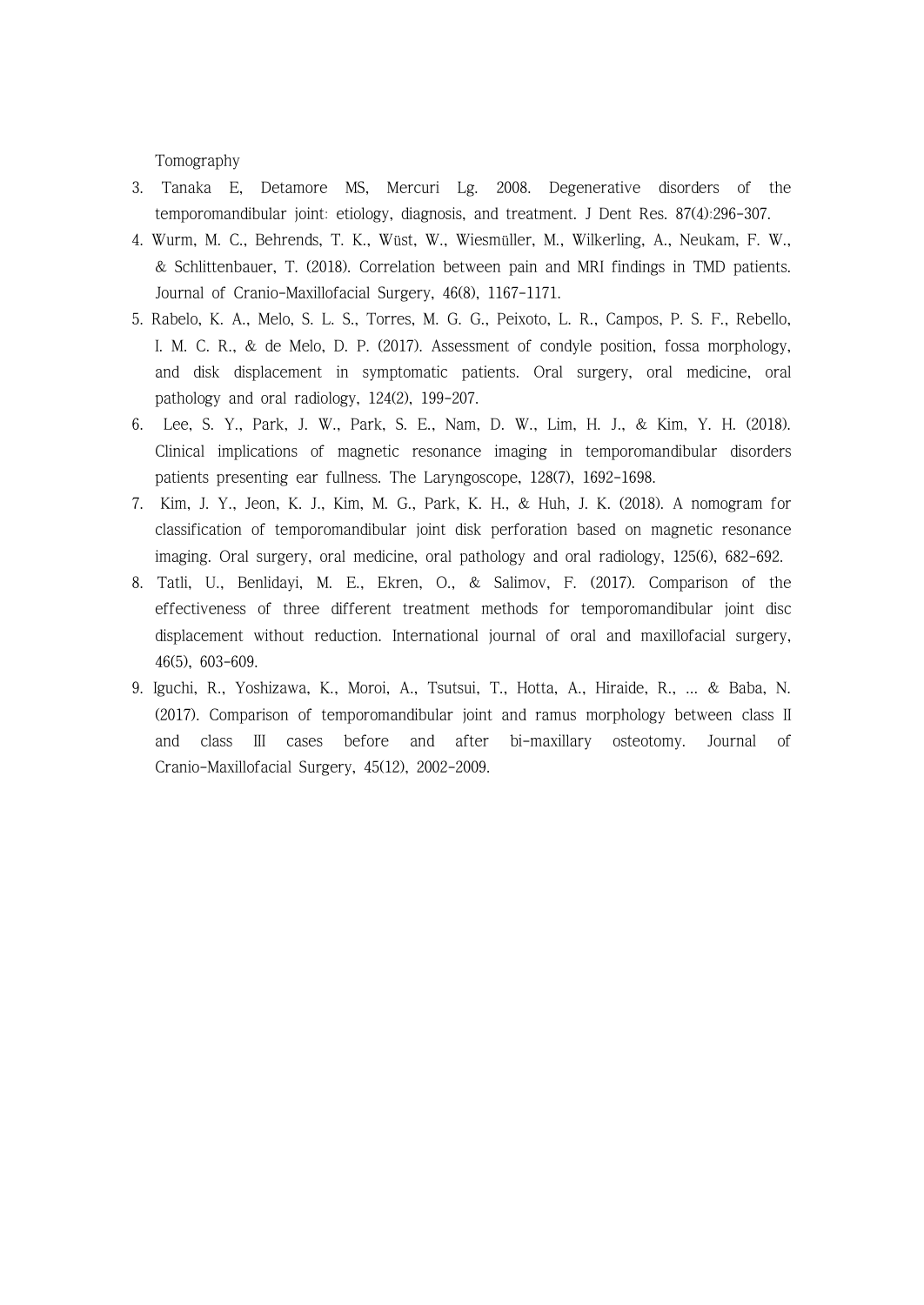Tomography

3. Tanaka E, Detamore MS, Mercuri Lg. 2008. Degenerative disorders of the temporomandibular joint: etiology, diagnosis, and treatment. J Dent Res. 87(4):296-307.
4. Wurm, M. C., Behrends, T. K., Wüst, W., Wiesmüller, M., Wilkerling, A., Neukam, F. W., & Schlittenbauer, T. (2018). Correlation between pain and MRI findings in TMD patients. Journal of Cranio-Maxillofacial Surgery, 46(8), 1167-1171.
5. Rabelo, K. A., Melo, S. L. S., Torres, M. G. G., Peixoto, L. R., Campos, P. S. F., Rebello, I. M. C. R., & de Melo, D. P. (2017). Assessment of condyle position, fossa morphology, and disk displacement in symptomatic patients. Oral surgery, oral medicine, oral pathology and oral radiology, 124(2), 199-207.
6. Lee, S. Y., Park, J. W., Park, S. E., Nam, D. W., Lim, H. J., & Kim, Y. H. (2018). Clinical implications of magnetic resonance imaging in temporomandibular disorders patients presenting ear fullness. The Laryngoscope, 128(7), 1692-1698.
7. Kim, J. Y., Jeon, K. J., Kim, M. G., Park, K. H., & Huh, J. K. (2018). A nomogram for classification of temporomandibular joint disk perforation based on magnetic resonance imaging. Oral surgery, oral medicine, oral pathology and oral radiology, 125(6), 682-692.
8. Tatli, U., Benlidayi, M. E., Ekren, O., & Salimov, F. (2017). Comparison of the effectiveness of three different treatment methods for temporomandibular joint disc displacement without reduction. International journal of oral and maxillofacial surgery, 46(5), 603-609.
9. Iguchi, R., Yoshizawa, K., Moroi, A., Tsutsui, T., Hotta, A., Hiraide, R., ... & Baba, N. (2017). Comparison of temporomandibular joint and ramus morphology between class II and class III cases before and after bi-maxillary osteotomy. Journal of Cranio-Maxillofacial Surgery, 45(12), 2002-2009.